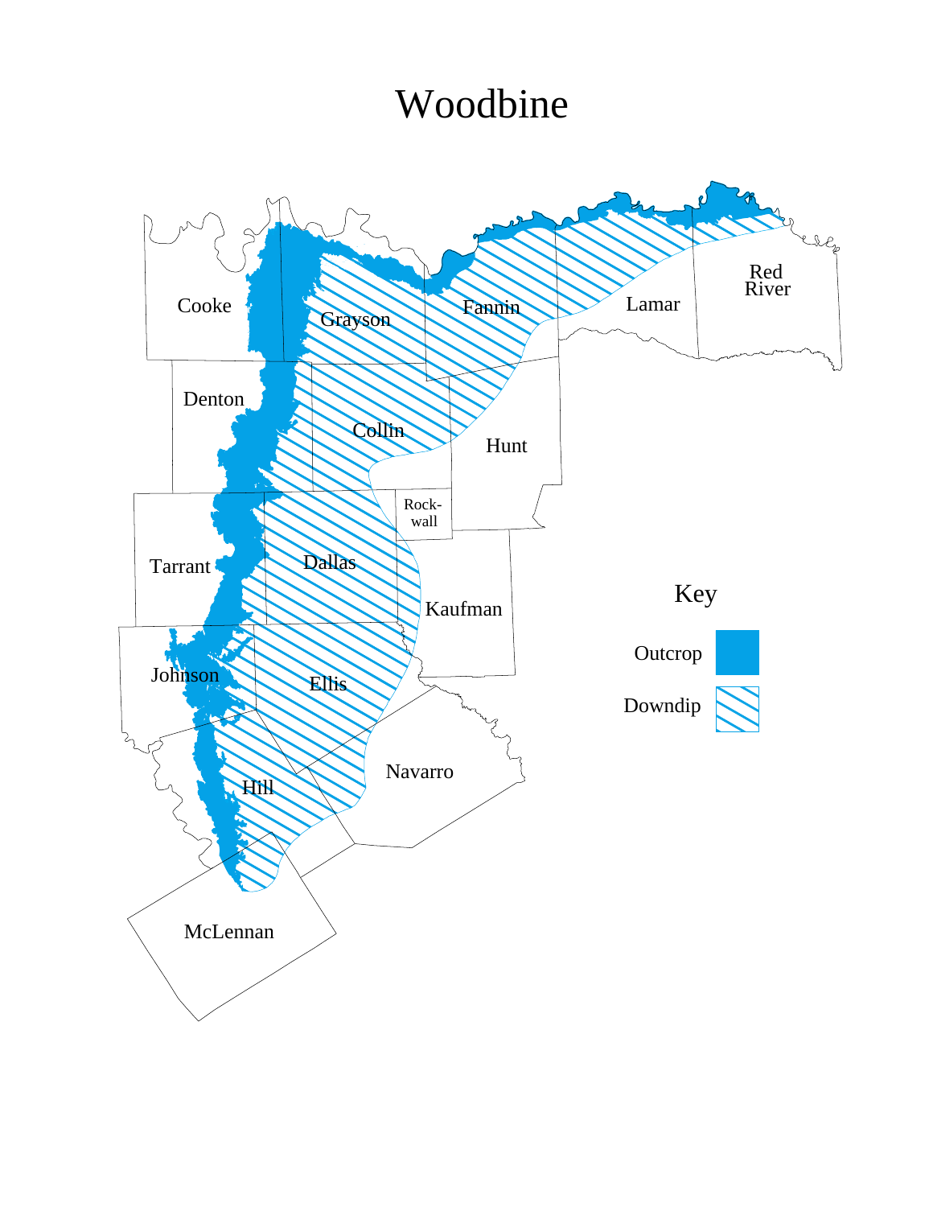# Woodbine

Cooke

Grayson

Fannin

Lamar

Red River

Denton

Collin

Hunt

Rock-wall

Tarrant

Dallas

Kaufman

Johnson

Ellis

Navarro

Hill

McLennan

Key

Outcrop

Downdip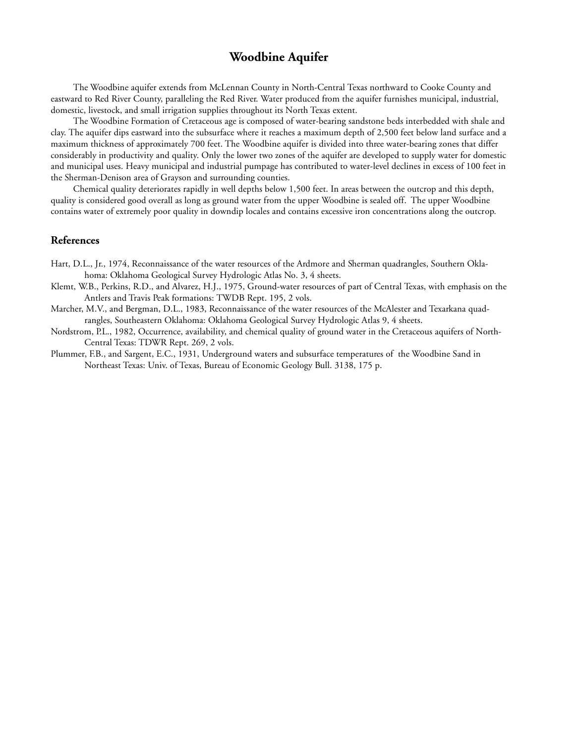# Woodbine Aquifer

The Woodbine aquifer extends from McLennan County in North-Central Texas northward to Cooke County and eastward to Red River County, paralleling the Red River. Water produced from the aquifer furnishes municipal, industrial, domestic, livestock, and small irrigation supplies throughout its North Texas extent.

The Woodbine Formation of Cretaceous age is composed of water-bearing sandstone beds interbedded with shale and clay. The aquifer dips eastward into the subsurface where it reaches a maximum depth of 2,500 feet below land surface and a maximum thickness of approximately 700 feet. The Woodbine aquifer is divided into three water-bearing zones that differ considerably in productivity and quality. Only the lower two zones of the aquifer are developed to supply water for domestic and municipal uses. Heavy municipal and industrial pumpage has contributed to water-level declines in excess of 100 feet in the Sherman-Denison area of Grayson and surrounding counties.

Chemical quality deteriorates rapidly in well depths below 1,500 feet. In areas between the outcrop and this depth, quality is considered good overall as long as ground water from the upper Woodbine is sealed off. The upper Woodbine contains water of extremely poor quality in downdip locales and contains excessive iron concentrations along the outcrop.

## References

Hart, D.L., Jr., 1974, Reconnaissance of the water resources of the Ardmore and Sherman quadrangles, Southern Oklahoma: Oklahoma Geological Survey Hydrologic Atlas No. 3, 4 sheets.

Klemt, W.B., Perkins, R.D., and Alvarez, H.J., 1975, Ground-water resources of part of Central Texas, with emphasis on the Antlers and Travis Peak formations: TWDB Rept. 195, 2 vols.

Marcher, M.V., and Bergman, D.L., 1983, Reconnaissance of the water resources of the McAlester and Texarkana quadrangles, Southeastern Oklahoma: Oklahoma Geological Survey Hydrologic Atlas 9, 4 sheets.

Nordstrom, P.L., 1982, Occurrence, availability, and chemical quality of ground water in the Cretaceous aquifers of North-Central Texas: TDWR Rept. 269, 2 vols.

Plummer, F.B., and Sargent, E.C., 1931, Underground waters and subsurface temperatures of the Woodbine Sand in Northeast Texas: Univ. of Texas, Bureau of Economic Geology Bull. 3138, 175 p.